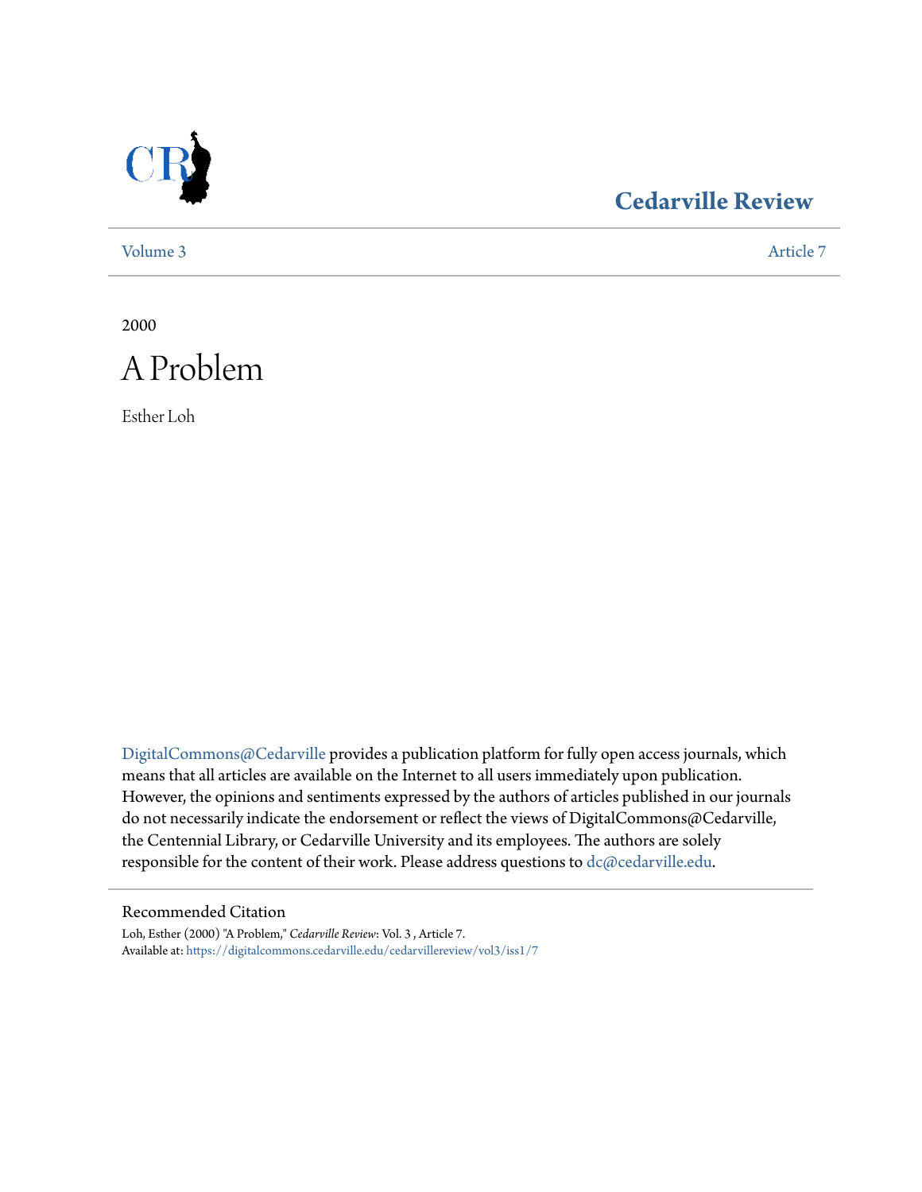# Cedarville Review

Volume 3 | Article 7

2000

# A Problem

Esther Loh

DigitalCommons@Cedarville provides a publication platform for fully open access journals, which means that all articles are available on the Internet to all users immediately upon publication. However, the opinions and sentiments expressed by the authors of articles published in our journals do not necessarily indicate the endorsement or reflect the views of DigitalCommons@Cedarville, the Centennial Library, or Cedarville University and its employees. The authors are solely responsible for the content of their work. Please address questions to dc@cedarville.edu.

## Recommended Citation

Loh, Esther (2000) "A Problem," *Cedarville Review*: Vol. 3 , Article 7.
Available at: https://digitalcommons.cedarville.edu/cedarvillereview/vol3/iss1/7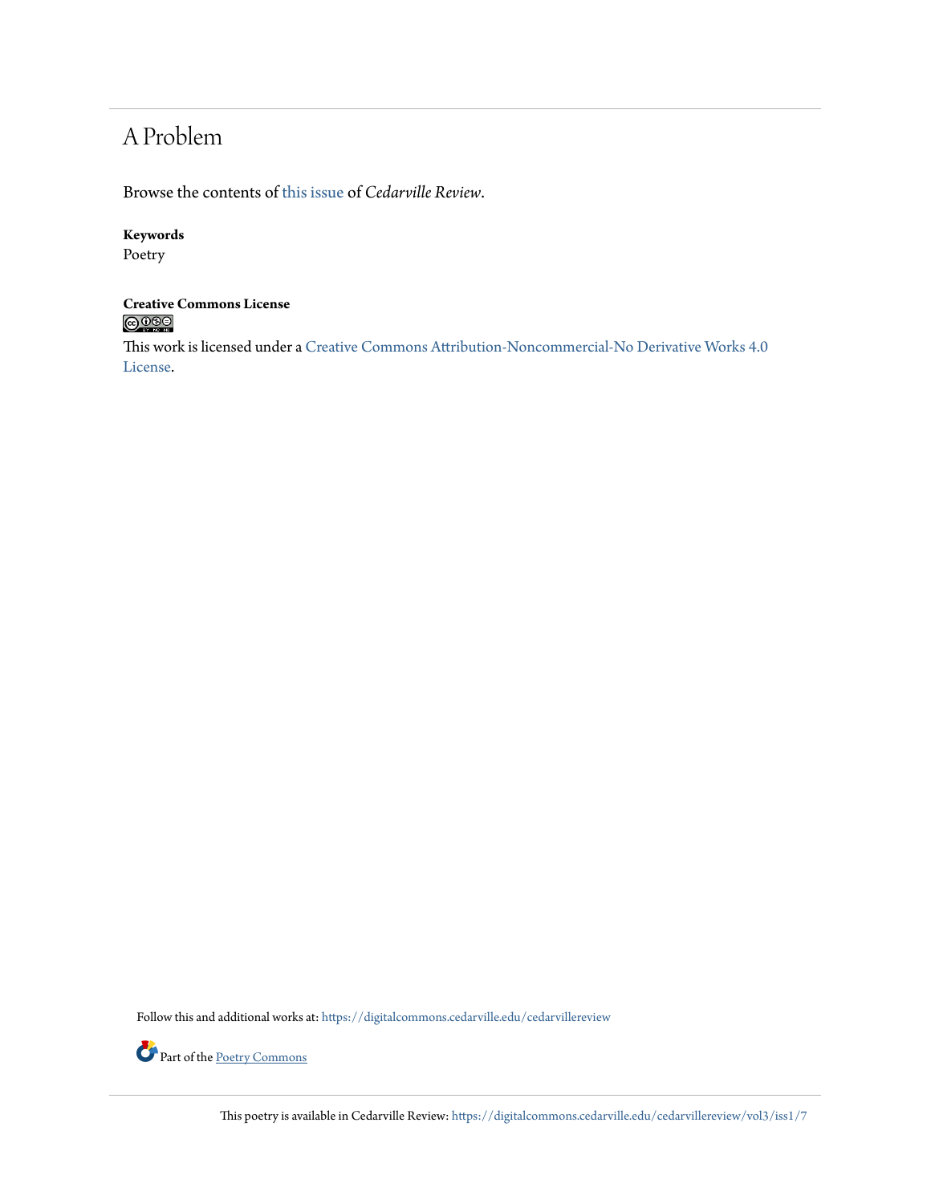# A Problem

Browse the contents of this issue of *Cedarville Review*.

**Keywords**
Poetry

**Creative Commons License**

This work is licensed under a Creative Commons Attribution-Noncommercial-No Derivative Works 4.0 License.

Follow this and additional works at: https://digitalcommons.cedarville.edu/cedarvillereview

Part of the Poetry Commons

This poetry is available in Cedarville Review: https://digitalcommons.cedarville.edu/cedarvillereview/vol3/iss1/7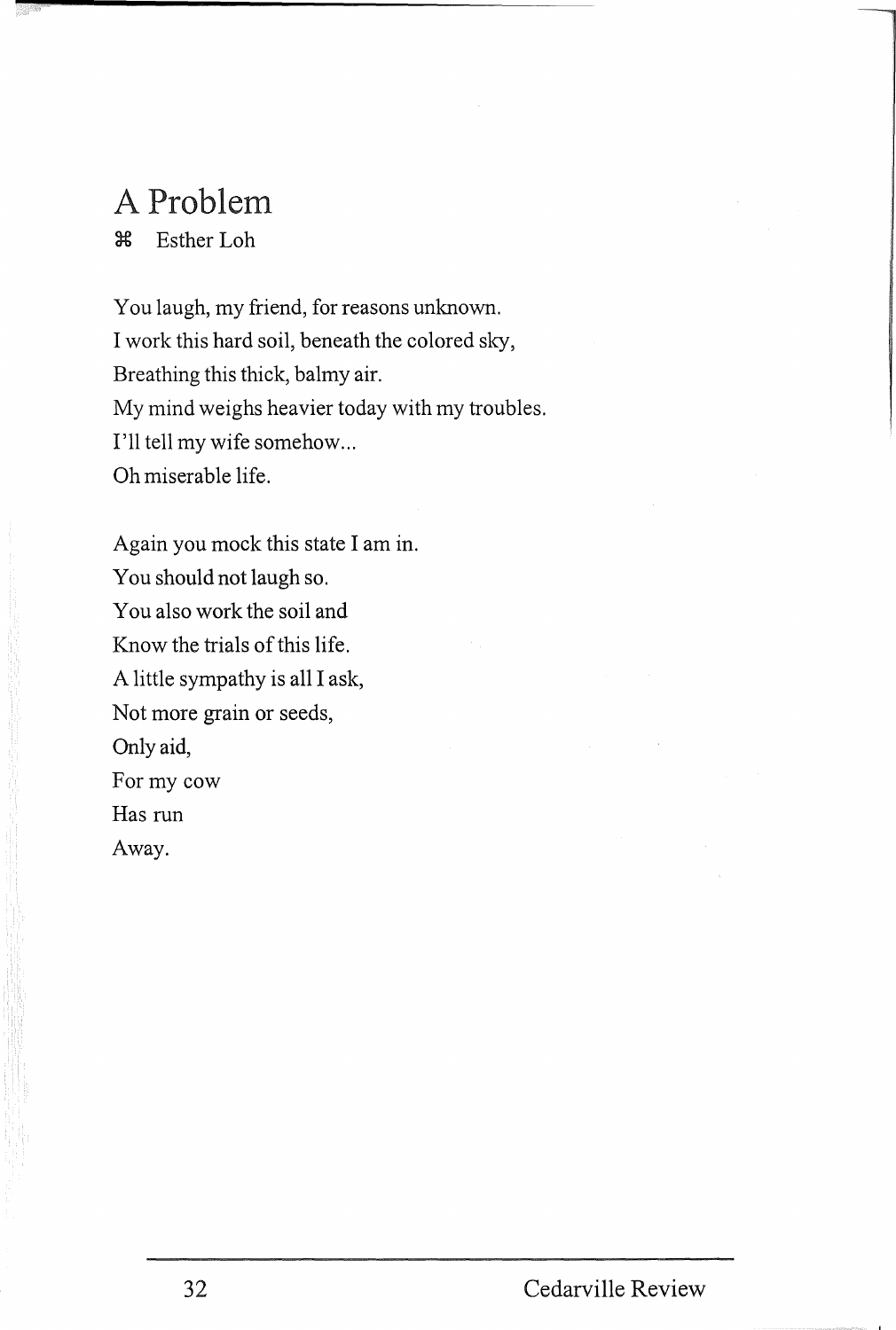# A Problem

⌘ Esther Loh

You laugh, my friend, for reasons unknown.
I work this hard soil, beneath the colored sky,
Breathing this thick, balmy air.
My mind weighs heavier today with my troubles.
I'll tell my wife somehow...
Oh miserable life.

Again you mock this state I am in.
You should not laugh so.
You also work the soil and
Know the trials of this life.
A little sympathy is all I ask,
Not more grain or seeds,
Only aid,
For my cow
Has run
Away.